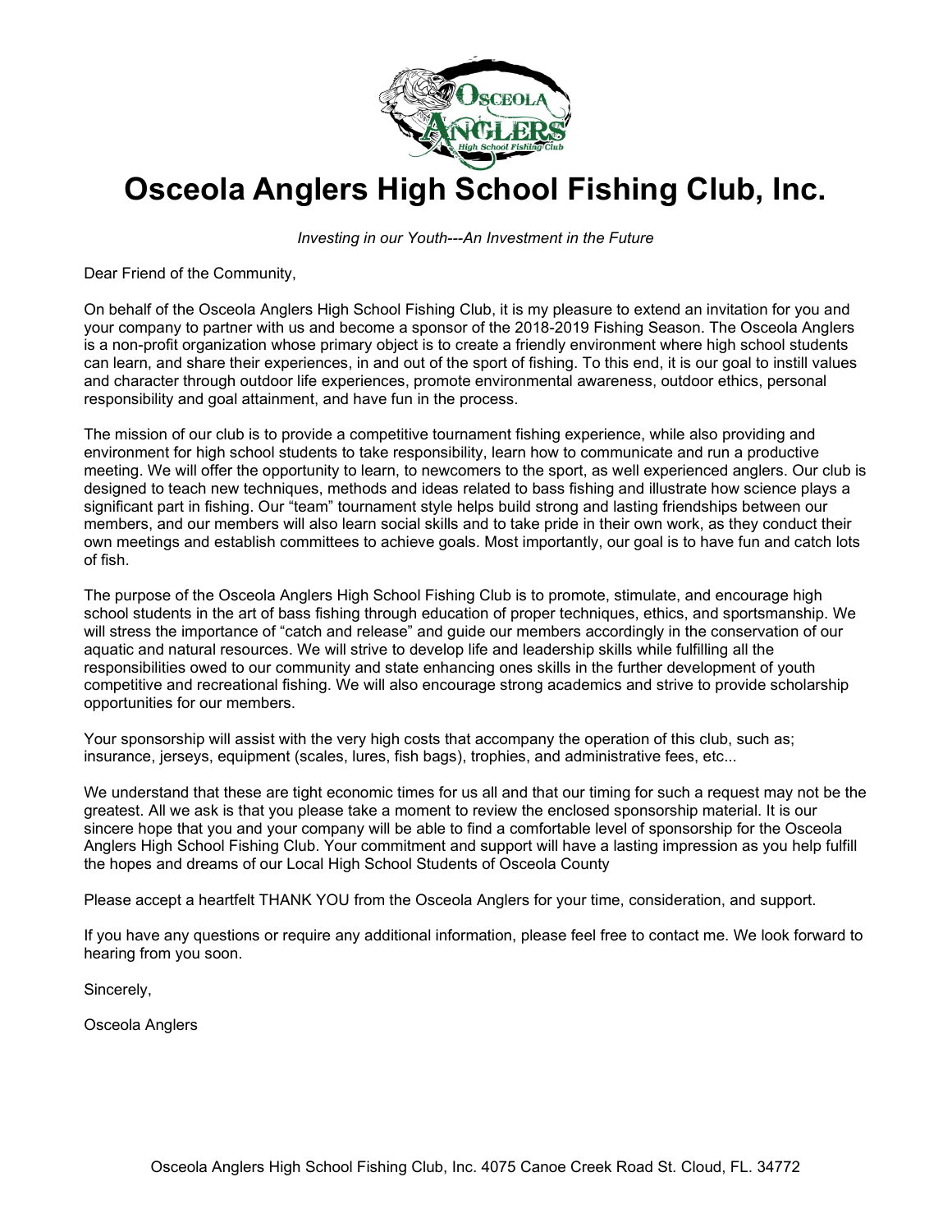# Osceola Anglers High School Fishing Club, Inc.

*Investing in our Youth---An Investment in the Future*

Dear Friend of the Community,

On behalf of the Osceola Anglers High School Fishing Club, it is my pleasure to extend an invitation for you and your company to partner with us and become a sponsor of the 2018-2019 Fishing Season. The Osceola Anglers is a non-profit organization whose primary object is to create a friendly environment where high school students can learn, and share their experiences, in and out of the sport of fishing. To this end, it is our goal to instill values and character through outdoor life experiences, promote environmental awareness, outdoor ethics, personal responsibility and goal attainment, and have fun in the process.

The mission of our club is to provide a competitive tournament fishing experience, while also providing and environment for high school students to take responsibility, learn how to communicate and run a productive meeting. We will offer the opportunity to learn, to newcomers to the sport, as well experienced anglers. Our club is designed to teach new techniques, methods and ideas related to bass fishing and illustrate how science plays a significant part in fishing. Our "team" tournament style helps build strong and lasting friendships between our members, and our members will also learn social skills and to take pride in their own work, as they conduct their own meetings and establish committees to achieve goals. Most importantly, our goal is to have fun and catch lots of fish.

The purpose of the Osceola Anglers High School Fishing Club is to promote, stimulate, and encourage high school students in the art of bass fishing through education of proper techniques, ethics, and sportsmanship. We will stress the importance of "catch and release" and guide our members accordingly in the conservation of our aquatic and natural resources. We will strive to develop life and leadership skills while fulfilling all the responsibilities owed to our community and state enhancing ones skills in the further development of youth competitive and recreational fishing. We will also encourage strong academics and strive to provide scholarship opportunities for our members.

Your sponsorship will assist with the very high costs that accompany the operation of this club, such as; insurance, jerseys, equipment (scales, lures, fish bags), trophies, and administrative fees, etc...

We understand that these are tight economic times for us all and that our timing for such a request may not be the greatest. All we ask is that you please take a moment to review the enclosed sponsorship material. It is our sincere hope that you and your company will be able to find a comfortable level of sponsorship for the Osceola Anglers High School Fishing Club. Your commitment and support will have a lasting impression as you help fulfill the hopes and dreams of our Local High School Students of Osceola County

Please accept a heartfelt THANK YOU from the Osceola Anglers for your time, consideration, and support.

If you have any questions or require any additional information, please feel free to contact me. We look forward to hearing from you soon.

Sincerely,

Osceola Anglers

Osceola Anglers High School Fishing Club, Inc. 4075 Canoe Creek Road St. Cloud, FL. 34772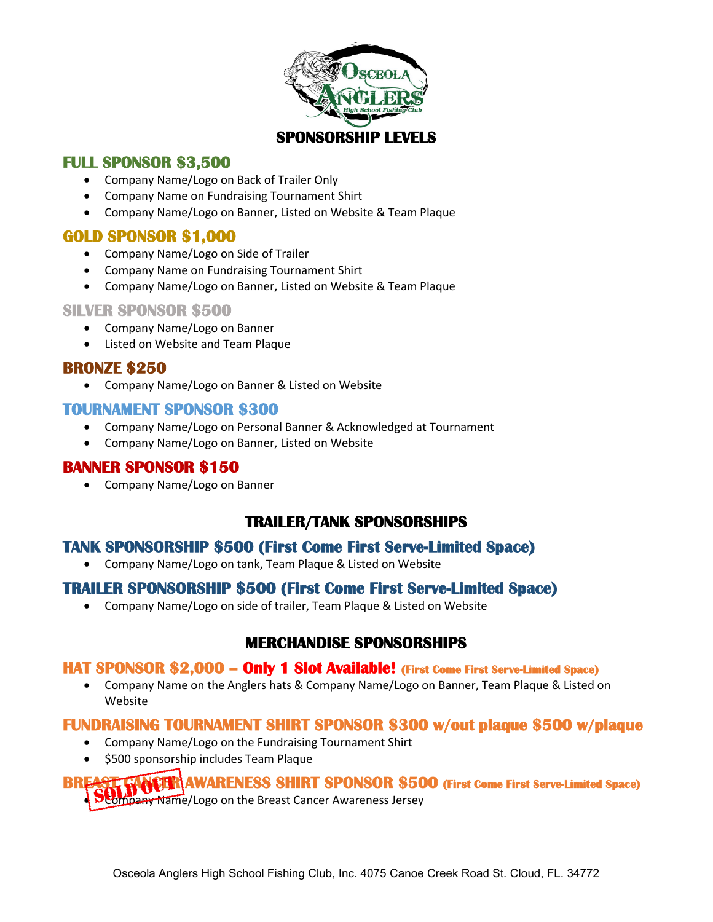# SPONSORSHIP LEVELS

## FULL SPONSOR $3,500

- Company Name/Logo on Back of Trailer Only
- Company Name on Fundraising Tournament Shirt
- Company Name/Logo on Banner, Listed on Website & Team Plaque

## GOLD SPONSOR $1,000

- Company Name/Logo on Side of Trailer
- Company Name on Fundraising Tournament Shirt
- Company Name/Logo on Banner, Listed on Website & Team Plaque

## SILVER SPONSOR $500

- Company Name/Logo on Banner
- Listed on Website and Team Plaque

## BRONZE $250

- Company Name/Logo on Banner & Listed on Website

## TOURNAMENT SPONSOR $300

- Company Name/Logo on Personal Banner & Acknowledged at Tournament
- Company Name/Logo on Banner, Listed on Website

## BANNER SPONSOR $150

- Company Name/Logo on Banner

# TRAILER/TANK SPONSORSHIPS

## TANK SPONSORSHIP $500 (First Come First Serve-Limited Space)

- Company Name/Logo on tank, Team Plaque & Listed on Website

## TRAILER SPONSORSHIP $500 (First Come First Serve-Limited Space)

- Company Name/Logo on side of trailer, Team Plaque & Listed on Website

# MERCHANDISE SPONSORSHIPS

## HAT SPONSOR $2,000 – Only 1 Slot Available! (First Come First Serve-Limited Space)

- Company Name on the Anglers hats & Company Name/Logo on Banner, Team Plaque & Listed on Website

## FUNDRAISING TOURNAMENT SHIRT SPONSOR $300 w/out plaque $500 w/plaque

- Company Name/Logo on the Fundraising Tournament Shirt
- $500 sponsorship includes Team Plaque

## BREAST CANCER AWARENESS SHIRT SPONSOR $500 (First Come First Serve-Limited Space) — SOLD OUT

- Company Name/Logo on the Breast Cancer Awareness Jersey

Osceola Anglers High School Fishing Club, Inc. 4075 Canoe Creek Road St. Cloud, FL. 34772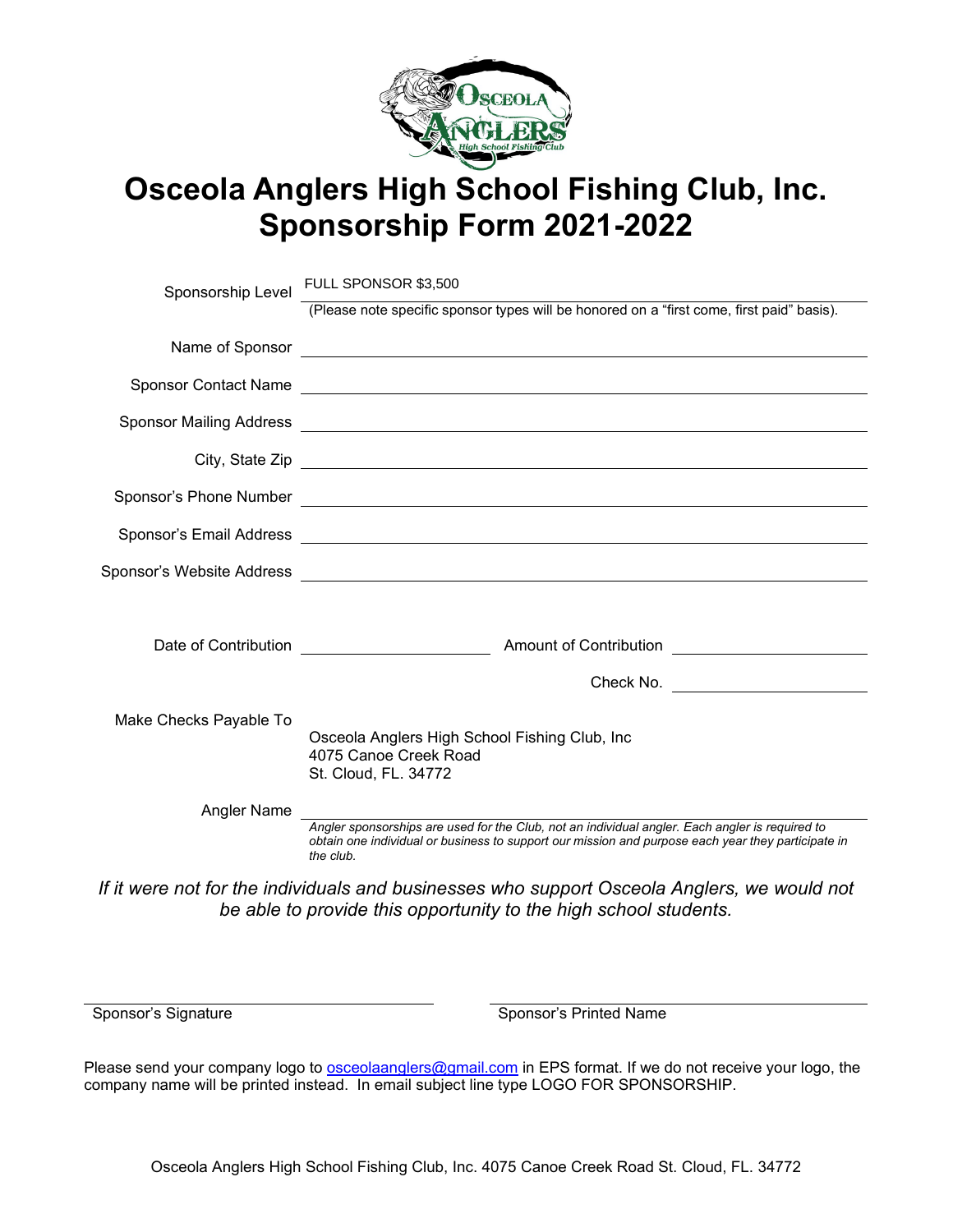# Osceola Anglers High School Fishing Club, Inc. Sponsorship Form 2021-2022

Sponsorship Level: FULL SPONSOR $3,500

(Please note specific sponsor types will be honored on a "first come, first paid" basis).

Name of Sponsor: ____________________

Sponsor Contact Name: ____________________

Sponsor Mailing Address: ____________________

City, State Zip: ____________________

Sponsor's Phone Number: ____________________

Sponsor's Email Address: ____________________

Sponsor's Website Address: ____________________

Date of Contribution: ____________________ Amount of Contribution: ____________________

Check No. ____________________

Make Checks Payable To:

Osceola Anglers High School Fishing Club, Inc
4075 Canoe Creek Road
St. Cloud, FL. 34772

Angler Name: ____________________

*Angler sponsorships are used for the Club, not an individual angler. Each angler is required to obtain one individual or business to support our mission and purpose each year they participate in the club.*

*If it were not for the individuals and businesses who support Osceola Anglers, we would not be able to provide this opportunity to the high school students.*

____________________ Sponsor's Signature

____________________ Sponsor's Printed Name

Please send your company logo to osceolaanglers@gmail.com in EPS format. If we do not receive your logo, the company name will be printed instead. In email subject line type LOGO FOR SPONSORSHIP.

Osceola Anglers High School Fishing Club, Inc. 4075 Canoe Creek Road St. Cloud, FL. 34772